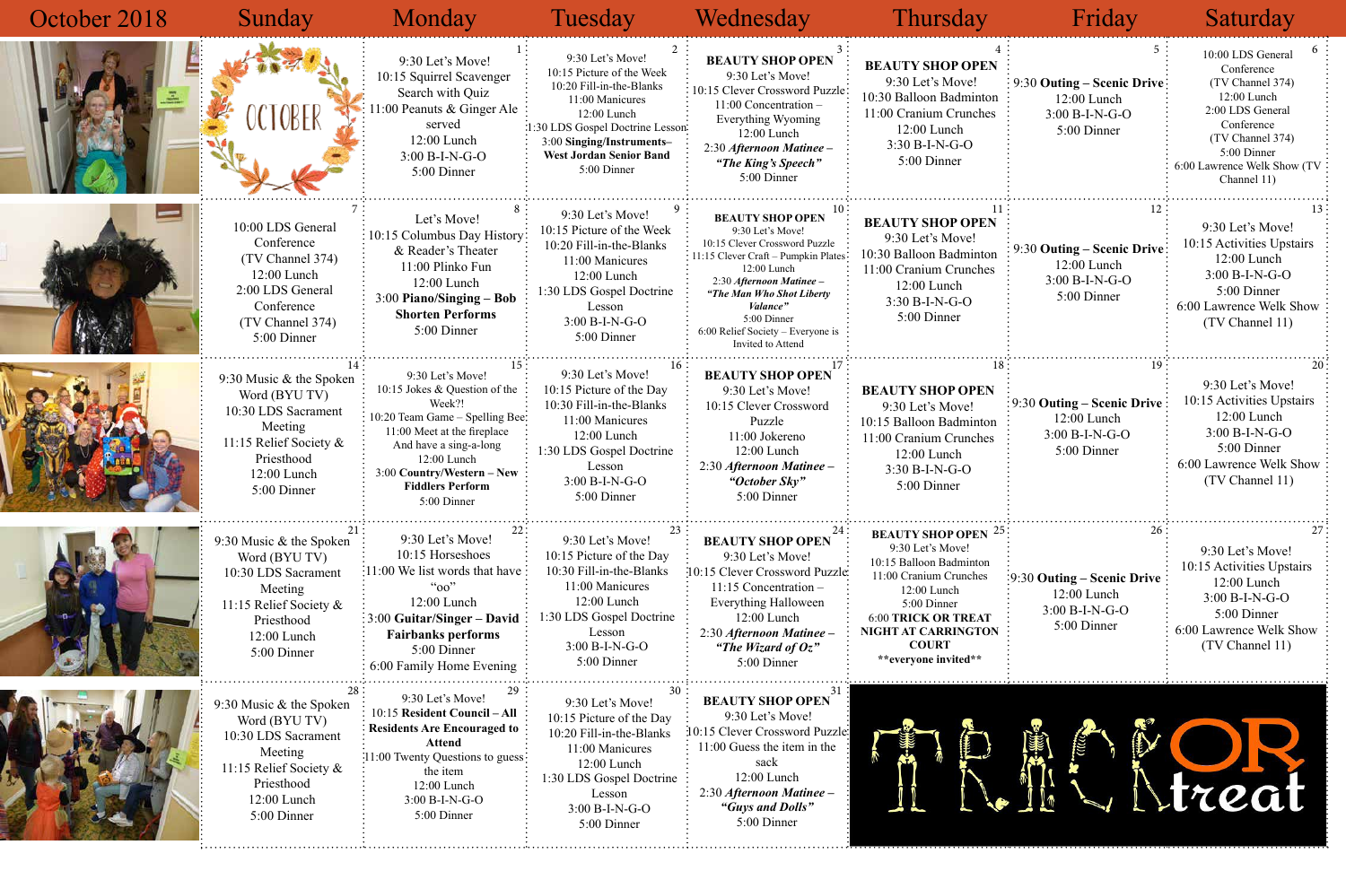| October 2018 | Sunday | Monday | Tuesday | Wednesday | Thursday | Friday | Saturday |
|---|---|---|---|---|---|---|---|
| | OCTOBER | 1<br>9:30 Let's Move!<br>10:15 Squirrel Scavenger Search with Quiz<br>11:00 Peanuts & Ginger Ale served<br>12:00 Lunch<br>3:00 B-I-N-G-O<br>5:00 Dinner | 2<br>9:30 Let's Move!<br>10:15 Picture of the Week<br>10:20 Fill-in-the-Blanks<br>11:00 Manicures<br>12:00 Lunch<br>1:30 LDS Gospel Doctrine Lesson<br>3:00 **Singing/Instruments– West Jordan Senior Band**<br>5:00 Dinner | 3<br>**BEAUTY SHOP OPEN**<br>9:30 Let's Move!<br>10:15 Clever Crossword Puzzle<br>11:00 Concentration – Everything Wyoming<br>12:00 Lunch<br>2:30 ***Afternoon Matinee – "The King's Speech"***<br>5:00 Dinner | 4<br>**BEAUTY SHOP OPEN**<br>9:30 Let's Move!<br>10:30 Balloon Badminton<br>11:00 Cranium Crunches<br>12:00 Lunch<br>3:30 B-I-N-G-O<br>5:00 Dinner | 5<br>9:30 **Outing – Scenic Drive**<br>12:00 Lunch<br>3:00 B-I-N-G-O<br>5:00 Dinner | 6<br>10:00 LDS General Conference<br>(TV Channel 374)<br>12:00 Lunch<br>2:00 LDS General Conference<br>(TV Channel 374)<br>5:00 Dinner<br>6:00 Lawrence Welk Show (TV Channel 11) |
| | 7<br>10:00 LDS General Conference<br>(TV Channel 374)<br>12:00 Lunch<br>2:00 LDS General Conference<br>(TV Channel 374)<br>5:00 Dinner | 8<br>Let's Move!<br>10:15 Columbus Day History & Reader's Theater<br>11:00 Plinko Fun<br>12:00 Lunch<br>3:00 **Piano/Singing – Bob Shorten Performs**<br>5:00 Dinner | 9<br>9:30 Let's Move!<br>10:15 Picture of the Week<br>10:20 Fill-in-the-Blanks<br>11:00 Manicures<br>12:00 Lunch<br>1:30 LDS Gospel Doctrine Lesson<br>3:00 B-I-N-G-O<br>5:00 Dinner | 10<br>**BEAUTY SHOP OPEN**<br>9:30 Let's Move!<br>10:15 Clever Crossword Puzzle<br>11:15 Clever Craft – Pumpkin Plates<br>12:00 Lunch<br>2:30 ***Afternoon Matinee – "The Man Who Shot Liberty Valance"***<br>5:00 Dinner<br>6:00 Relief Society – Everyone is Invited to Attend | 11<br>**BEAUTY SHOP OPEN**<br>9:30 Let's Move!<br>10:30 Balloon Badminton<br>11:00 Cranium Crunches<br>12:00 Lunch<br>3:30 B-I-N-G-O<br>5:00 Dinner | 12<br>9:30 **Outing – Scenic Drive**<br>12:00 Lunch<br>3:00 B-I-N-G-O<br>5:00 Dinner | 13<br>9:30 Let's Move!<br>10:15 Activities Upstairs<br>12:00 Lunch<br>3:00 B-I-N-G-O<br>5:00 Dinner<br>6:00 Lawrence Welk Show<br>(TV Channel 11) |
| | 14<br>9:30 Music & the Spoken Word (BYU TV)<br>10:30 LDS Sacrament Meeting<br>11:15 Relief Society & Priesthood<br>12:00 Lunch<br>5:00 Dinner | 15<br>9:30 Let's Move!<br>10:15 Jokes & Question of the Week?!<br>10:20 Team Game – Spelling Bee<br>11:00 Meet at the fireplace And have a sing-a-long<br>12:00 Lunch<br>3:00 **Country/Western – New Fiddlers Perform**<br>5:00 Dinner | 16<br>9:30 Let's Move!<br>10:15 Picture of the Day<br>10:30 Fill-in-the-Blanks<br>11:00 Manicures<br>12:00 Lunch<br>1:30 LDS Gospel Doctrine Lesson<br>3:00 B-I-N-G-O<br>5:00 Dinner | 17<br>**BEAUTY SHOP OPEN**<br>9:30 Let's Move!<br>10:15 Clever Crossword Puzzle<br>11:00 Jokereno<br>12:00 Lunch<br>2:30 ***Afternoon Matinee – "October Sky"***<br>5:00 Dinner | 18<br>**BEAUTY SHOP OPEN**<br>9:30 Let's Move!<br>10:15 Balloon Badminton<br>11:00 Cranium Crunches<br>12:00 Lunch<br>3:30 B-I-N-G-O<br>5:00 Dinner | 19<br>9:30 **Outing – Scenic Drive**<br>12:00 Lunch<br>3:00 B-I-N-G-O<br>5:00 Dinner | 20<br>9:30 Let's Move!<br>10:15 Activities Upstairs<br>12:00 Lunch<br>3:00 B-I-N-G-O<br>5:00 Dinner<br>6:00 Lawrence Welk Show<br>(TV Channel 11) |
| | 21<br>9:30 Music & the Spoken Word (BYU TV)<br>10:30 LDS Sacrament Meeting<br>11:15 Relief Society & Priesthood<br>12:00 Lunch<br>5:00 Dinner | 22<br>9:30 Let's Move!<br>10:15 Horseshoes<br>11:00 We list words that have "oo"<br>12:00 Lunch<br>3:00 **Guitar/Singer – David Fairbanks performs**<br>5:00 Dinner<br>6:00 Family Home Evening | 23<br>9:30 Let's Move!<br>10:15 Picture of the Day<br>10:30 Fill-in-the-Blanks<br>11:00 Manicures<br>12:00 Lunch<br>1:30 LDS Gospel Doctrine Lesson<br>3:00 B-I-N-G-O<br>5:00 Dinner | 24<br>**BEAUTY SHOP OPEN**<br>9:30 Let's Move!<br>10:15 Clever Crossword Puzzle<br>11:15 Concentration – Everything Halloween<br>12:00 Lunch<br>2:30 ***Afternoon Matinee – "The Wizard of Oz"***<br>5:00 Dinner | 25<br>**BEAUTY SHOP OPEN**<br>9:30 Let's Move!<br>10:15 Balloon Badminton<br>11:00 Cranium Crunches<br>12:00 Lunch<br>5:00 Dinner<br>**6:00 TRICK OR TREAT NIGHT AT CARRINGTON COURT**<br>**\*\*everyone invited\*\*** | 26<br>9:30 **Outing – Scenic Drive**<br>12:00 Lunch<br>3:00 B-I-N-G-O<br>5:00 Dinner | 27<br>9:30 Let's Move!<br>10:15 Activities Upstairs<br>12:00 Lunch<br>3:00 B-I-N-G-O<br>5:00 Dinner<br>6:00 Lawrence Welk Show<br>(TV Channel 11) |
| | 28<br>9:30 Music & the Spoken Word (BYU TV)<br>10:30 LDS Sacrament Meeting<br>11:15 Relief Society & Priesthood<br>12:00 Lunch<br>5:00 Dinner | 29<br>9:30 Let's Move!<br>10:15 **Resident Council – All Residents Are Encouraged to Attend**<br>11:00 Twenty Questions to guess the item<br>12:00 Lunch<br>3:00 B-I-N-G-O<br>5:00 Dinner | 30<br>9:30 Let's Move!<br>10:15 Picture of the Day<br>10:20 Fill-in-the-Blanks<br>11:00 Manicures<br>12:00 Lunch<br>1:30 LDS Gospel Doctrine Lesson<br>3:00 B-I-N-G-O<br>5:00 Dinner | 31<br>**BEAUTY SHOP OPEN**<br>9:30 Let's Move!<br>10:15 Clever Crossword Puzzle<br>11:00 Guess the item in the sack<br>12:00 Lunch<br>2:30 ***Afternoon Matinee – "Guys and Dolls"***<br>5:00 Dinner | TRICK OR treat | | |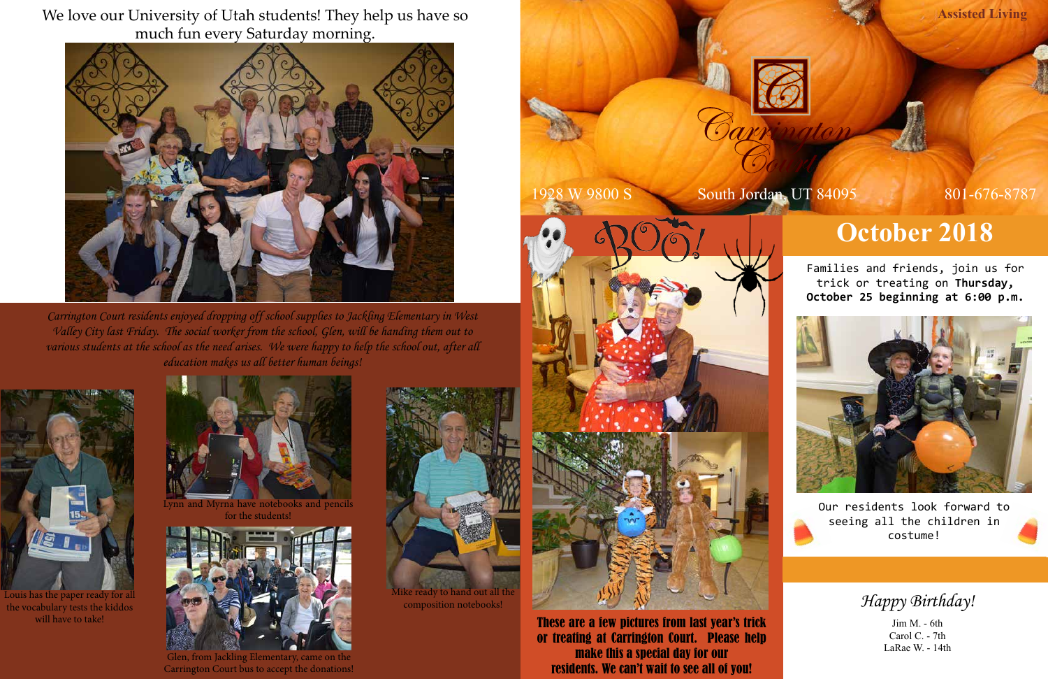We love our University of Utah students! They help us have so much fun every Saturday morning.

*Carrington Court residents enjoyed dropping off school supplies to Jackling Elementary in West Valley City last Friday. The social worker from the school, Glen, will be handing them out to various students at the school as the need arises. We were happy to help the school out, after all education makes us all better human beings!*

Louis has the paper ready for all the vocabulary tests the kiddos will have to take!

Lynn and Myrna have notebooks and pencils for the students!

Glen, from Jackling Elementary, came on the Carrington Court bus to accept the donations!

Mike ready to hand out all the composition notebooks!

Assisted Living

# Carrington Court

1928 W 9800 S South Jordan, UT 84095 801-676-8787

BOO!

**These are a few pictures from last year's trick or treating at Carrington Court. Please help make this a special day for our residents. We can't wait to see all of you!**

## October 2018

Families and friends, join us for trick or treating on **Thursday, October 25 beginning at 6:00 p.m.**

Our residents look forward to seeing all the children in costume!

### *Happy Birthday!*

Jim M. - 6th
Carol C. - 7th
LaRae W. - 14th